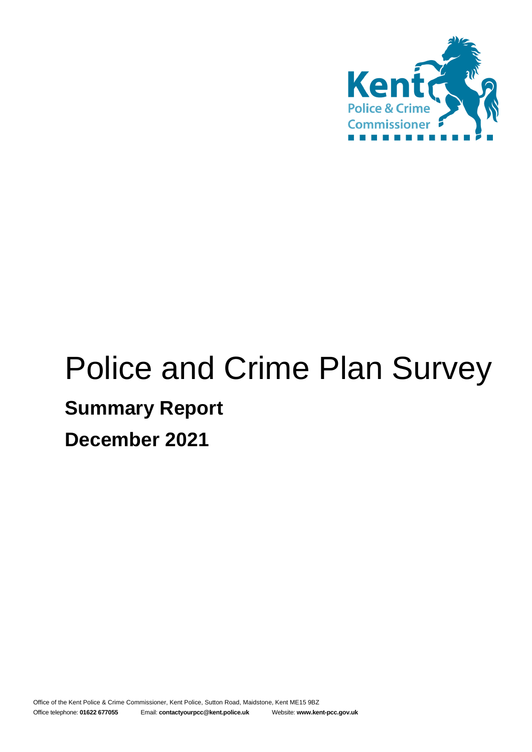Kent Police & Crime Commissioner

# Police and Crime Plan Survey

## Summary Report

## December 2021

Office of the Kent Police & Crime Commissioner, Kent Police, Sutton Road, Maidstone, Kent ME15 9BZ
Office telephone: **01622 677055** Email: **contactyourpcc@kent.police.uk** Website: **www.kent-pcc.gov.uk**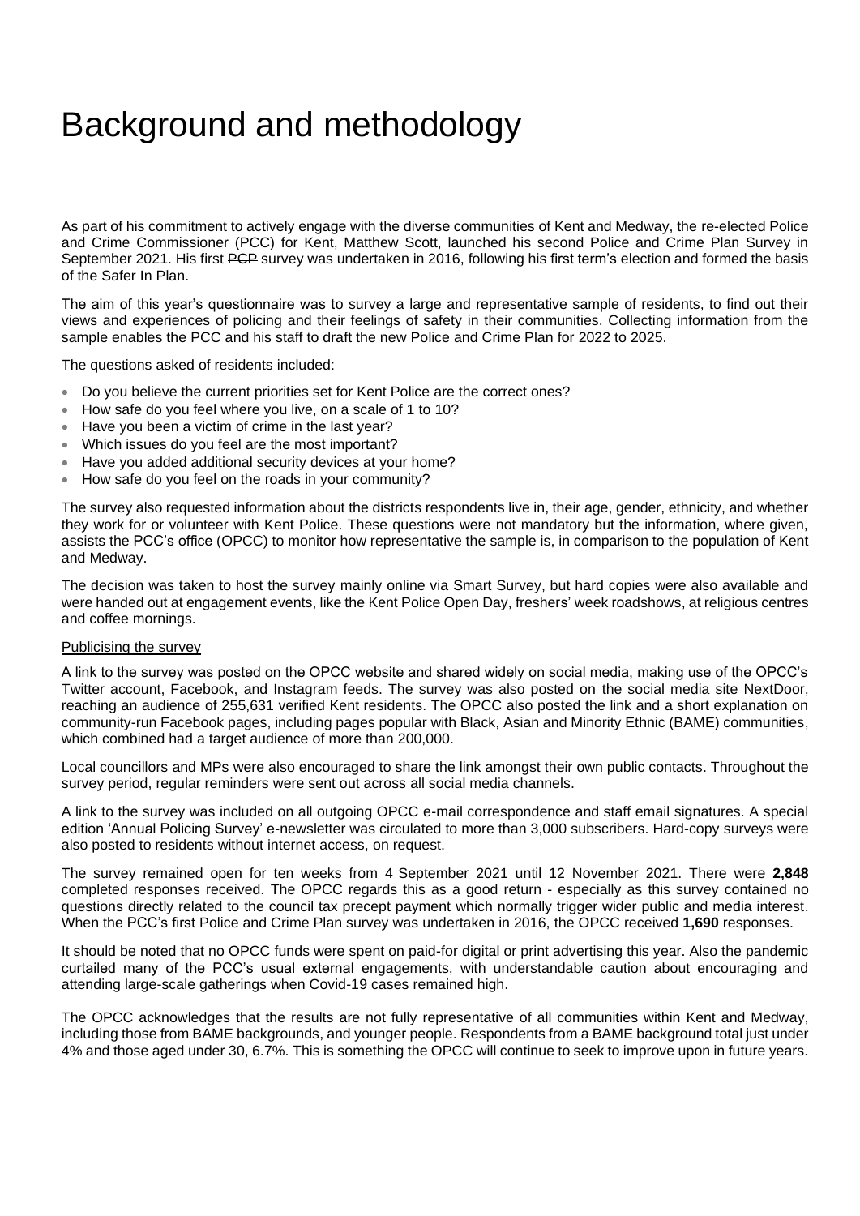# Background and methodology

As part of his commitment to actively engage with the diverse communities of Kent and Medway, the re-elected Police and Crime Commissioner (PCC) for Kent, Matthew Scott, launched his second Police and Crime Plan Survey in September 2021. His first ~~PCP~~ survey was undertaken in 2016, following his first term's election and formed the basis of the Safer In Plan.

The aim of this year's questionnaire was to survey a large and representative sample of residents, to find out their views and experiences of policing and their feelings of safety in their communities. Collecting information from the sample enables the PCC and his staff to draft the new Police and Crime Plan for 2022 to 2025.

The questions asked of residents included:

- Do you believe the current priorities set for Kent Police are the correct ones?
- How safe do you feel where you live, on a scale of 1 to 10?
- Have you been a victim of crime in the last year?
- Which issues do you feel are the most important?
- Have you added additional security devices at your home?
- How safe do you feel on the roads in your community?

The survey also requested information about the districts respondents live in, their age, gender, ethnicity, and whether they work for or volunteer with Kent Police. These questions were not mandatory but the information, where given, assists the PCC's office (OPCC) to monitor how representative the sample is, in comparison to the population of Kent and Medway.

The decision was taken to host the survey mainly online via Smart Survey, but hard copies were also available and were handed out at engagement events, like the Kent Police Open Day, freshers' week roadshows, at religious centres and coffee mornings.

Publicising the survey

A link to the survey was posted on the OPCC website and shared widely on social media, making use of the OPCC's Twitter account, Facebook, and Instagram feeds. The survey was also posted on the social media site NextDoor, reaching an audience of 255,631 verified Kent residents. The OPCC also posted the link and a short explanation on community-run Facebook pages, including pages popular with Black, Asian and Minority Ethnic (BAME) communities, which combined had a target audience of more than 200,000.

Local councillors and MPs were also encouraged to share the link amongst their own public contacts. Throughout the survey period, regular reminders were sent out across all social media channels.

A link to the survey was included on all outgoing OPCC e-mail correspondence and staff email signatures. A special edition 'Annual Policing Survey' e-newsletter was circulated to more than 3,000 subscribers. Hard-copy surveys were also posted to residents without internet access, on request.

The survey remained open for ten weeks from 4 September 2021 until 12 November 2021. There were **2,848** completed responses received. The OPCC regards this as a good return - especially as this survey contained no questions directly related to the council tax precept payment which normally trigger wider public and media interest. When the PCC's first Police and Crime Plan survey was undertaken in 2016, the OPCC received **1,690** responses.

It should be noted that no OPCC funds were spent on paid-for digital or print advertising this year. Also the pandemic curtailed many of the PCC's usual external engagements, with understandable caution about encouraging and attending large-scale gatherings when Covid-19 cases remained high.

The OPCC acknowledges that the results are not fully representative of all communities within Kent and Medway, including those from BAME backgrounds, and younger people. Respondents from a BAME background total just under 4% and those aged under 30, 6.7%. This is something the OPCC will continue to seek to improve upon in future years.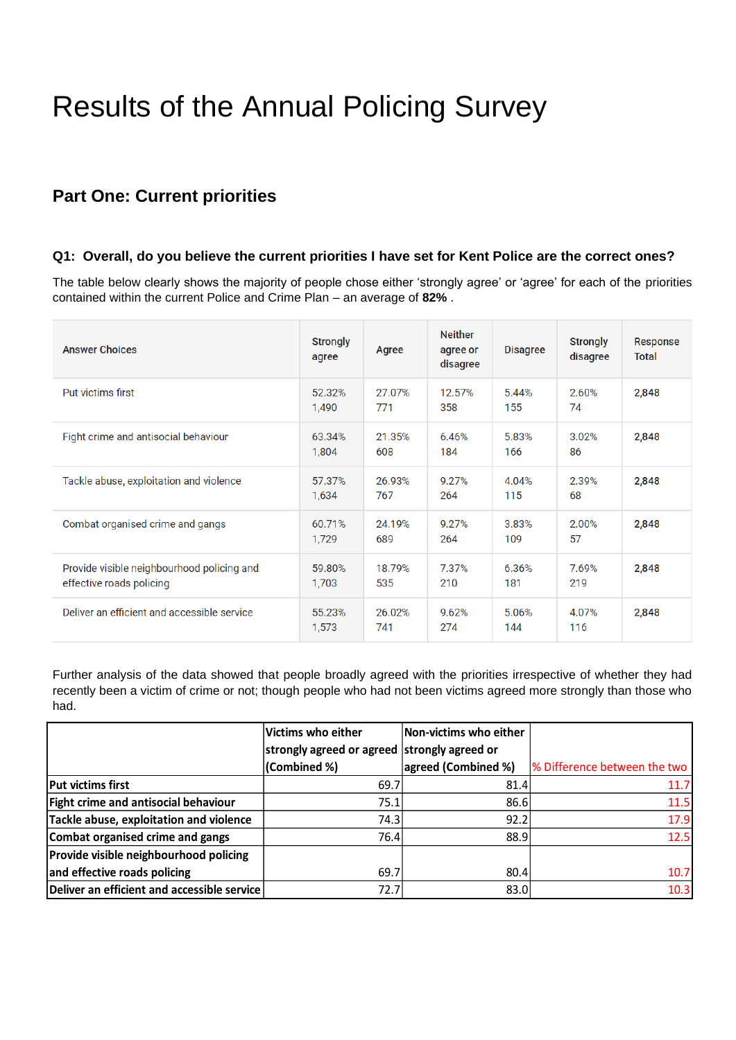# Results of the Annual Policing Survey

## Part One: Current priorities

### Q1: Overall, do you believe the current priorities I have set for Kent Police are the correct ones?

The table below clearly shows the majority of people chose either ‘strongly agree’ or ‘agree’ for each of the priorities contained within the current Police and Crime Plan – an average of **82%** .

| Answer Choices | Strongly agree | Agree | Neither agree or disagree | Disagree | Strongly disagree | Response Total |
|---|---|---|---|---|---|---|
| Put victims first | 52.32% 1,490 | 27.07% 771 | 12.57% 358 | 5.44% 155 | 2.60% 74 | **2,848** |
| Fight crime and antisocial behaviour | 63.34% 1,804 | 21.35% 608 | 6.46% 184 | 5.83% 166 | 3.02% 86 | **2,848** |
| Tackle abuse, exploitation and violence | 57.37% 1,634 | 26.93% 767 | 9.27% 264 | 4.04% 115 | 2.39% 68 | **2,848** |
| Combat organised crime and gangs | 60.71% 1,729 | 24.19% 689 | 9.27% 264 | 3.83% 109 | 2.00% 57 | **2,848** |
| Provide visible neighbourhood policing and effective roads policing | 59.80% 1,703 | 18.79% 535 | 7.37% 210 | 6.36% 181 | 7.69% 219 | **2,848** |
| Deliver an efficient and accessible service | 55.23% 1,573 | 26.02% 741 | 9.62% 274 | 5.06% 144 | 4.07% 116 | **2,848** |

Further analysis of the data showed that people broadly agreed with the priorities irrespective of whether they had recently been a victim of crime or not; though people who had not been victims agreed more strongly than those who had.

| | **Victims who either strongly agreed or agreed (Combined %)** | **Non-victims who either strongly agreed or agreed (Combined %)** | % Difference between the two |
|---|---|---|---|
| **Put victims first** | 69.7 | 81.4 | 11.7 |
| **Fight crime and antisocial behaviour** | 75.1 | 86.6 | 11.5 |
| **Tackle abuse, exploitation and violence** | 74.3 | 92.2 | 17.9 |
| **Combat organised crime and gangs** | 76.4 | 88.9 | 12.5 |
| **Provide visible neighbourhood policing and effective roads policing** | 69.7 | 80.4 | 10.7 |
| **Deliver an efficient and accessible service** | 72.7 | 83.0 | 10.3 |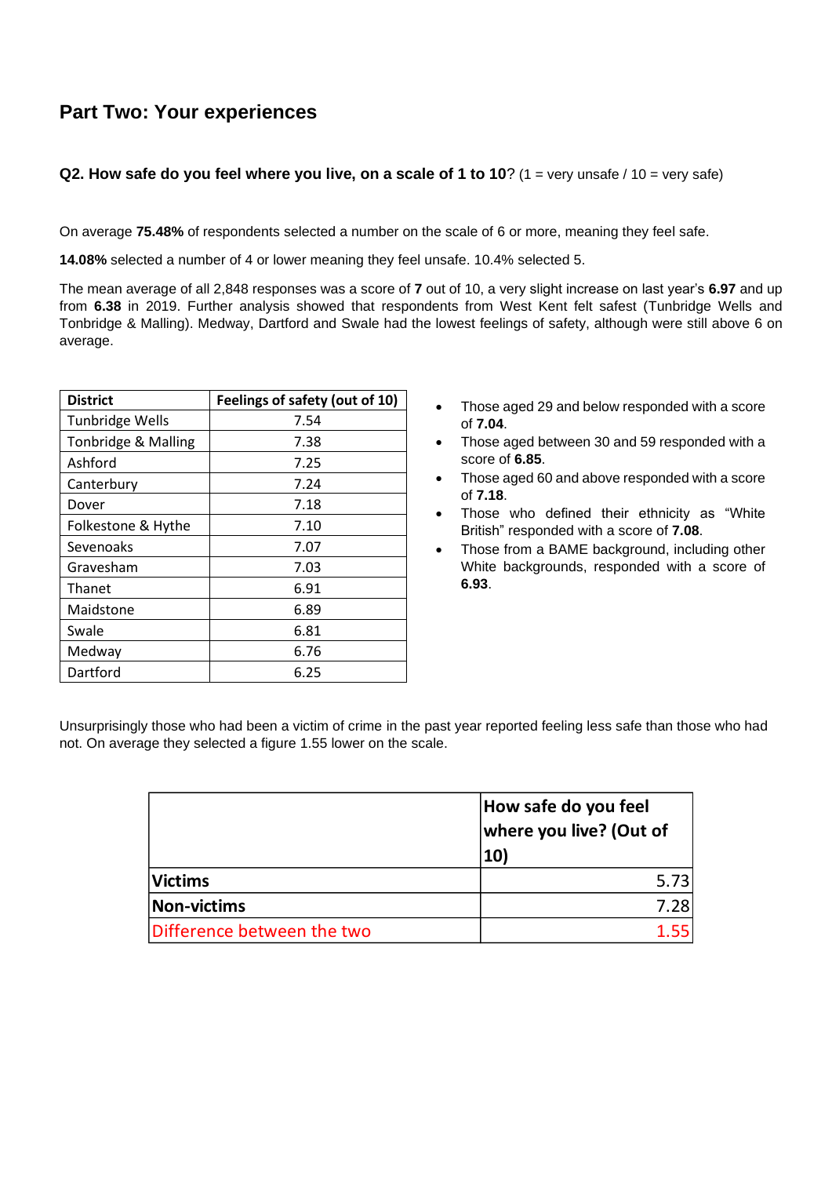## Part Two: Your experiences

### Q2. How safe do you feel where you live, on a scale of 1 to 10? (1 = very unsafe / 10 = very safe)

On average **75.48%** of respondents selected a number on the scale of 6 or more, meaning they feel safe.

**14.08%** selected a number of 4 or lower meaning they feel unsafe. 10.4% selected 5.

The mean average of all 2,848 responses was a score of **7** out of 10, a very slight increase on last year's **6.97** and up from **6.38** in 2019. Further analysis showed that respondents from West Kent felt safest (Tunbridge Wells and Tonbridge & Malling). Medway, Dartford and Swale had the lowest feelings of safety, although were still above 6 on average.

| District | Feelings of safety (out of 10) |
|---|---|
| Tunbridge Wells | 7.54 |
| Tonbridge & Malling | 7.38 |
| Ashford | 7.25 |
| Canterbury | 7.24 |
| Dover | 7.18 |
| Folkestone & Hythe | 7.10 |
| Sevenoaks | 7.07 |
| Gravesham | 7.03 |
| Thanet | 6.91 |
| Maidstone | 6.89 |
| Swale | 6.81 |
| Medway | 6.76 |
| Dartford | 6.25 |

- Those aged 29 and below responded with a score of **7.04**.
- Those aged between 30 and 59 responded with a score of **6.85**.
- Those aged 60 and above responded with a score of **7.18**.
- Those who defined their ethnicity as "White British" responded with a score of **7.08**.
- Those from a BAME background, including other White backgrounds, responded with a score of **6.93**.

Unsurprisingly those who had been a victim of crime in the past year reported feeling less safe than those who had not. On average they selected a figure 1.55 lower on the scale.

| | How safe do you feel where you live? (Out of 10) |
|---|---|
| **Victims** | 5.73 |
| **Non-victims** | 7.28 |
| Difference between the two | 1.55 |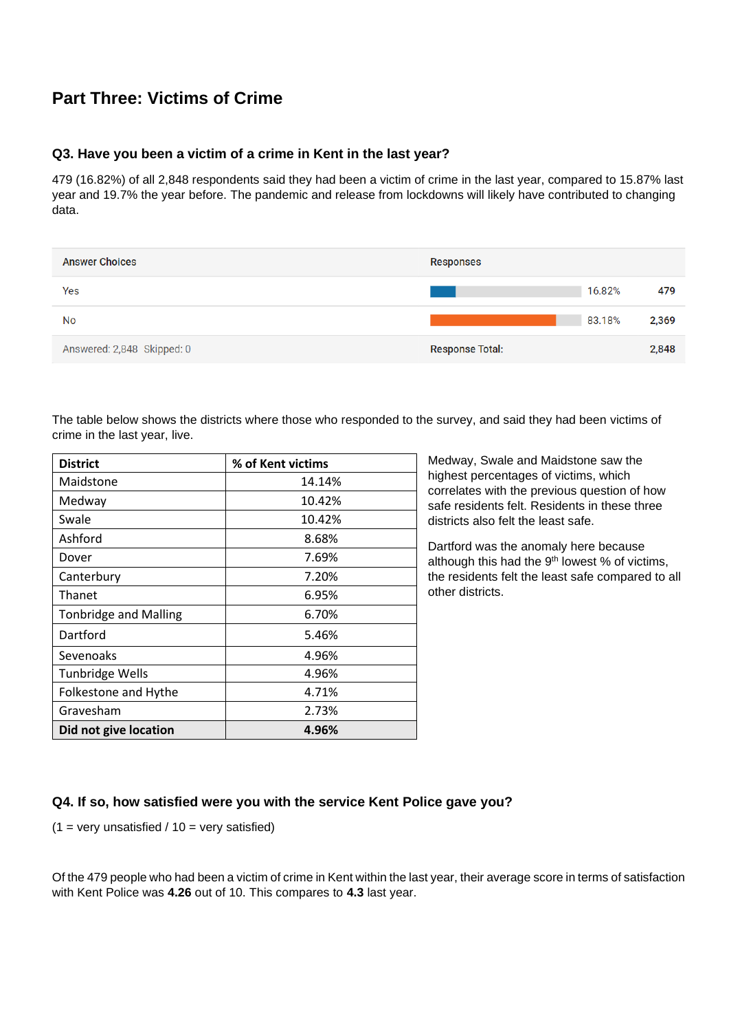## Part Three: Victims of Crime

### Q3. Have you been a victim of a crime in Kent in the last year?

479 (16.82%) of all 2,848 respondents said they had been a victim of crime in the last year, compared to 15.87% last year and 19.7% the year before. The pandemic and release from lockdowns will likely have contributed to changing data.

| Answer Choices | Responses | | |
|---|---|---|---|
| Yes | | 16.82% | 479 |
| No | | 83.18% | 2,369 |
| Answered: 2,848 Skipped: 0 | Response Total: | | 2,848 |

The table below shows the districts where those who responded to the survey, and said they had been victims of crime in the last year, live.

| District | % of Kent victims |
|---|---|
| Maidstone | 14.14% |
| Medway | 10.42% |
| Swale | 10.42% |
| Ashford | 8.68% |
| Dover | 7.69% |
| Canterbury | 7.20% |
| Thanet | 6.95% |
| Tonbridge and Malling | 6.70% |
| Dartford | 5.46% |
| Sevenoaks | 4.96% |
| Tunbridge Wells | 4.96% |
| Folkestone and Hythe | 4.71% |
| Gravesham | 2.73% |
| **Did not give location** | **4.96%** |

Medway, Swale and Maidstone saw the highest percentages of victims, which correlates with the previous question of how safe residents felt. Residents in these three districts also felt the least safe.

Dartford was the anomaly here because although this had the 9th lowest % of victims, the residents felt the least safe compared to all other districts.

### Q4. If so, how satisfied were you with the service Kent Police gave you?

(1 = very unsatisfied / 10 = very satisfied)

Of the 479 people who had been a victim of crime in Kent within the last year, their average score in terms of satisfaction with Kent Police was **4.26** out of 10. This compares to **4.3** last year.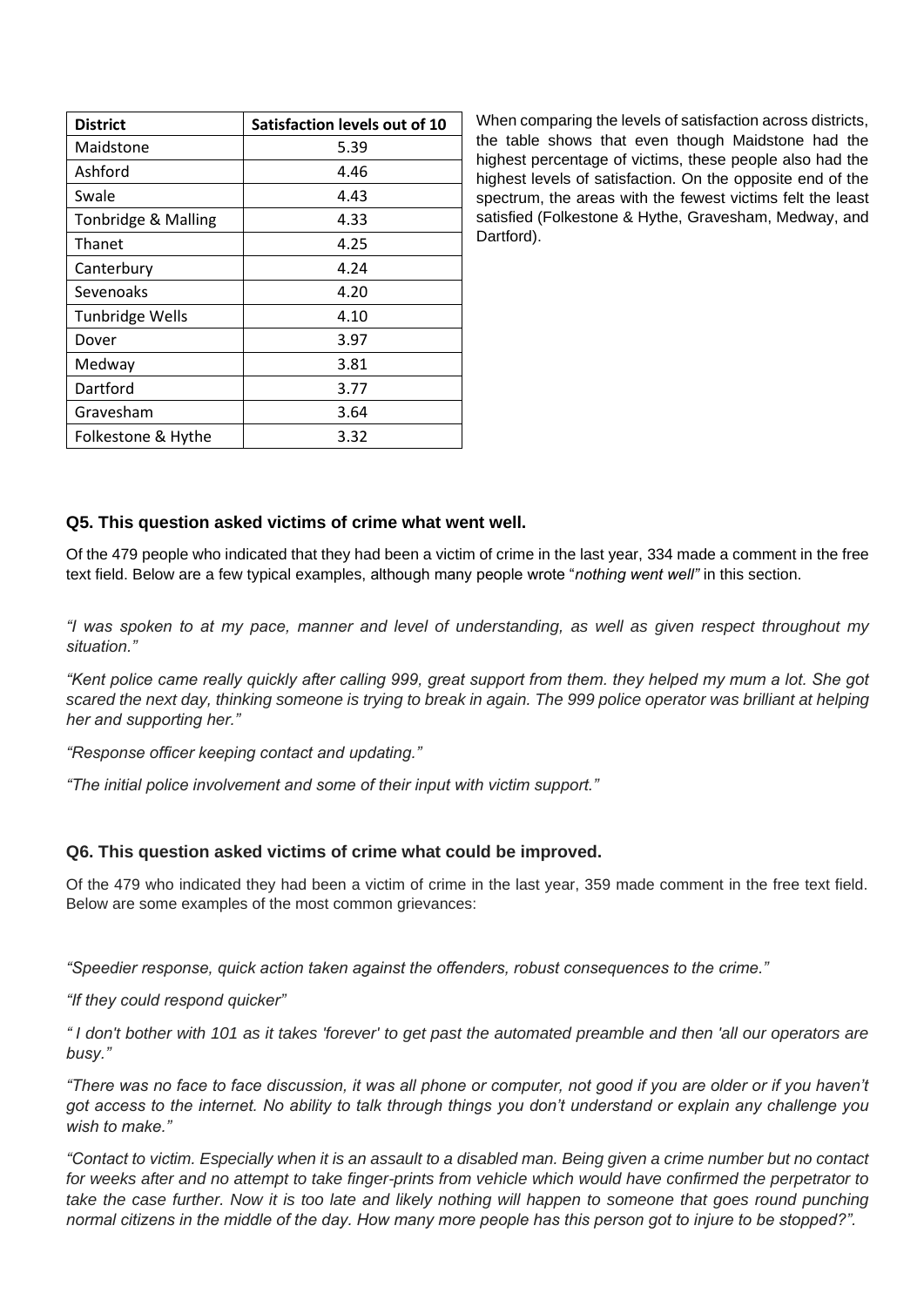| District | Satisfaction levels out of 10 |
|---|---|
| Maidstone | 5.39 |
| Ashford | 4.46 |
| Swale | 4.43 |
| Tonbridge & Malling | 4.33 |
| Thanet | 4.25 |
| Canterbury | 4.24 |
| Sevenoaks | 4.20 |
| Tunbridge Wells | 4.10 |
| Dover | 3.97 |
| Medway | 3.81 |
| Dartford | 3.77 |
| Gravesham | 3.64 |
| Folkestone & Hythe | 3.32 |

When comparing the levels of satisfaction across districts, the table shows that even though Maidstone had the highest percentage of victims, these people also had the highest levels of satisfaction. On the opposite end of the spectrum, the areas with the fewest victims felt the least satisfied (Folkestone & Hythe, Gravesham, Medway, and Dartford).

### Q5. This question asked victims of crime what went well.

Of the 479 people who indicated that they had been a victim of crime in the last year, 334 made a comment in the free text field. Below are a few typical examples, although many people wrote "*nothing went well"* in this section.

*"I was spoken to at my pace, manner and level of understanding, as well as given respect throughout my situation."*

*"Kent police came really quickly after calling 999, great support from them. they helped my mum a lot. She got scared the next day, thinking someone is trying to break in again. The 999 police operator was brilliant at helping her and supporting her."*

*"Response officer keeping contact and updating."*

*"The initial police involvement and some of their input with victim support."*

### Q6. This question asked victims of crime what could be improved.

Of the 479 who indicated they had been a victim of crime in the last year, 359 made comment in the free text field. Below are some examples of the most common grievances:

*"Speedier response, quick action taken against the offenders, robust consequences to the crime."*

*"If they could respond quicker"*

*" I don't bother with 101 as it takes 'forever' to get past the automated preamble and then 'all our operators are busy."*

*"There was no face to face discussion, it was all phone or computer, not good if you are older or if you haven't got access to the internet. No ability to talk through things you don't understand or explain any challenge you wish to make."*

*"Contact to victim. Especially when it is an assault to a disabled man. Being given a crime number but no contact for weeks after and no attempt to take finger-prints from vehicle which would have confirmed the perpetrator to take the case further. Now it is too late and likely nothing will happen to someone that goes round punching normal citizens in the middle of the day. How many more people has this person got to injure to be stopped?".*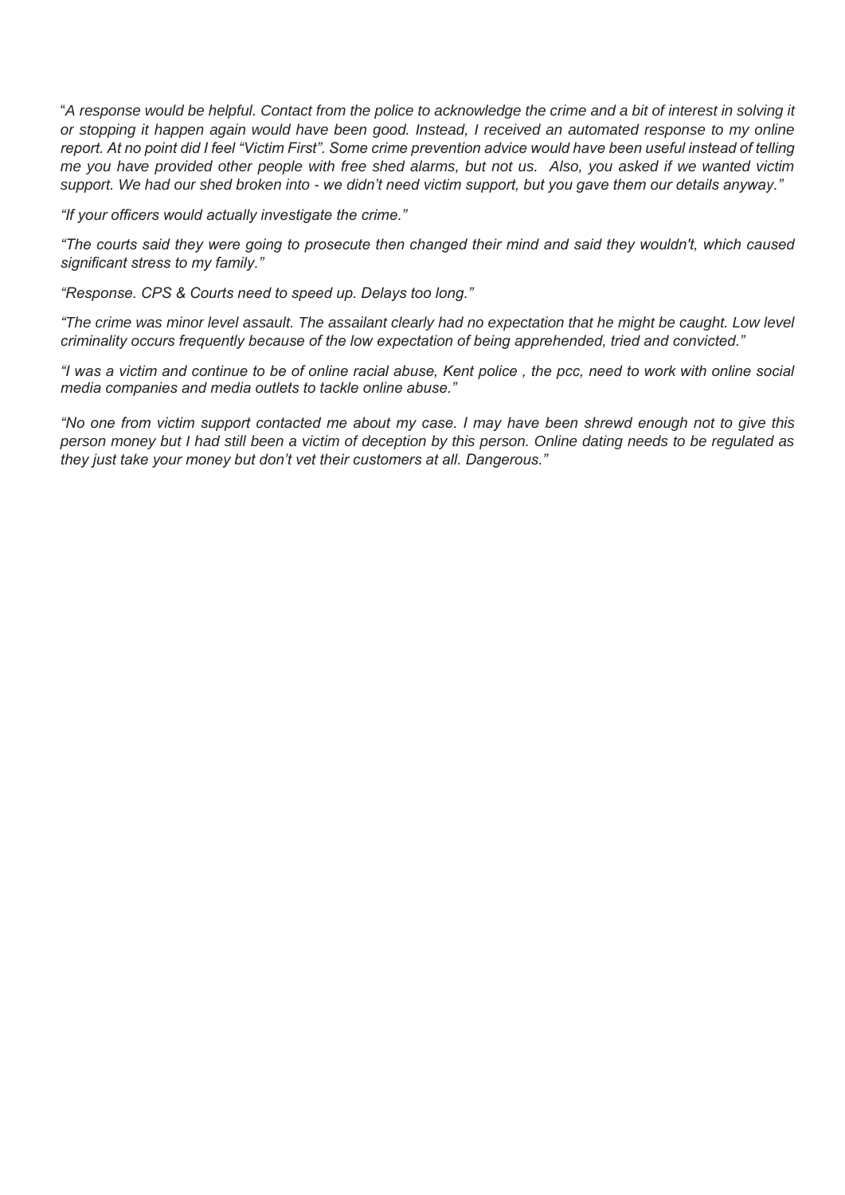"*A response would be helpful. Contact from the police to acknowledge the crime and a bit of interest in solving it or stopping it happen again would have been good. Instead, I received an automated response to my online report. At no point did I feel "Victim First". Some crime prevention advice would have been useful instead of telling me you have provided other people with free shed alarms, but not us. Also, you asked if we wanted victim support. We had our shed broken into - we didn't need victim support, but you gave them our details anyway."*

*"If your officers would actually investigate the crime."*

*"The courts said they were going to prosecute then changed their mind and said they wouldn't, which caused significant stress to my family."*

*"Response. CPS & Courts need to speed up. Delays too long."*

*"The crime was minor level assault. The assailant clearly had no expectation that he might be caught. Low level criminality occurs frequently because of the low expectation of being apprehended, tried and convicted."*

*"I was a victim and continue to be of online racial abuse, Kent police , the pcc, need to work with online social media companies and media outlets to tackle online abuse."*

*"No one from victim support contacted me about my case. I may have been shrewd enough not to give this person money but I had still been a victim of deception by this person. Online dating needs to be regulated as they just take your money but don't vet their customers at all. Dangerous."*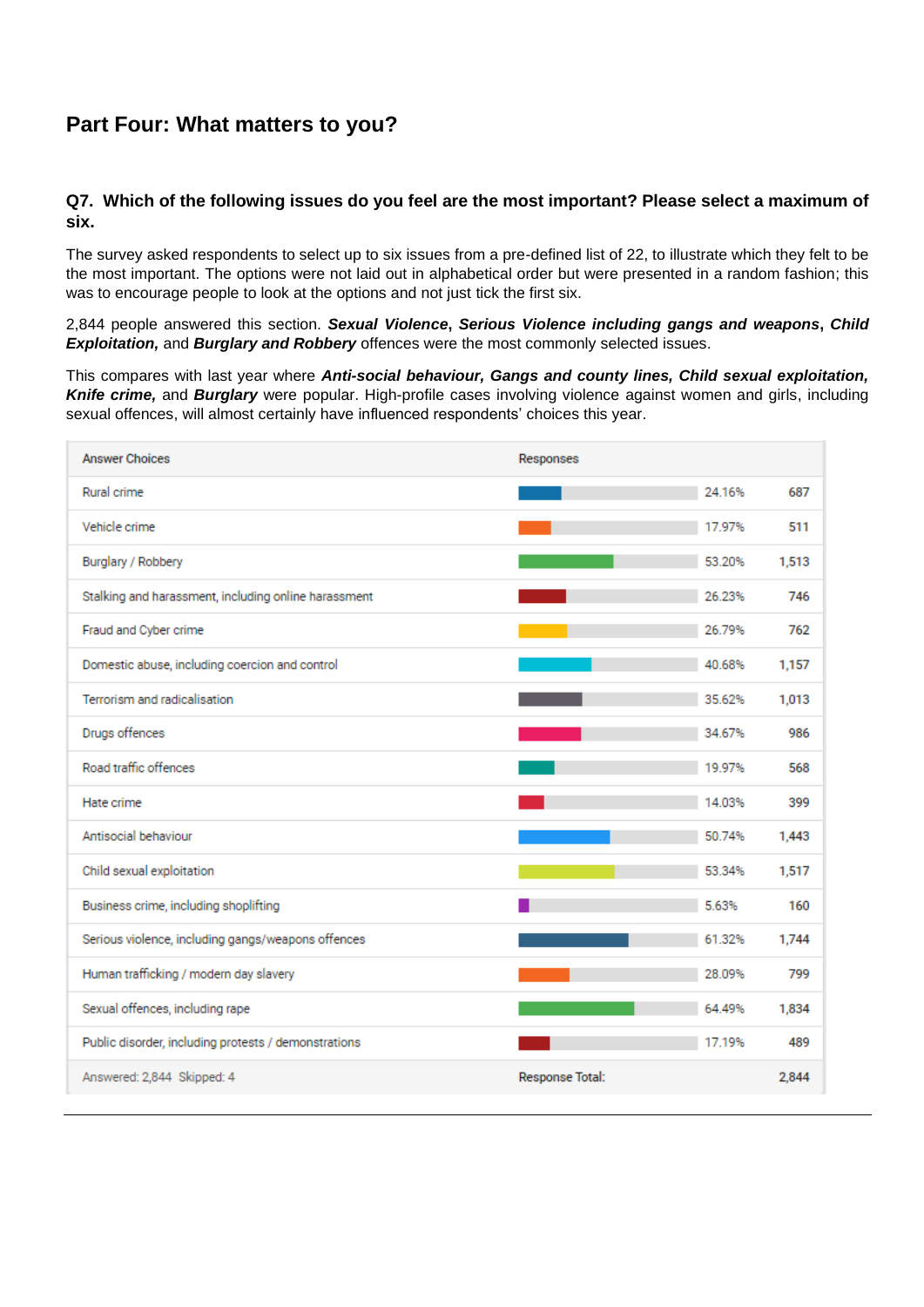## Part Four: What matters to you?

### Q7. Which of the following issues do you feel are the most important? Please select a maximum of six.

The survey asked respondents to select up to six issues from a pre-defined list of 22, to illustrate which they felt to be the most important. The options were not laid out in alphabetical order but were presented in a random fashion; this was to encourage people to look at the options and not just tick the first six.

2,844 people answered this section. ***Sexual Violence***, ***Serious Violence including gangs and weapons***, ***Child Exploitation,*** and ***Burglary and Robbery*** offences were the most commonly selected issues.

This compares with last year where ***Anti-social behaviour, Gangs and county lines, Child sexual exploitation, Knife crime,*** and ***Burglary*** were popular. High-profile cases involving violence against women and girls, including sexual offences, will almost certainly have influenced respondents' choices this year.

| Answer Choices | Responses | |
|---|---|---|
| Rural crime | 24.16% | 687 |
| Vehicle crime | 17.97% | 511 |
| Burglary / Robbery | 53.20% | 1,513 |
| Stalking and harassment, including online harassment | 26.23% | 746 |
| Fraud and Cyber crime | 26.79% | 762 |
| Domestic abuse, including coercion and control | 40.68% | 1,157 |
| Terrorism and radicalisation | 35.62% | 1,013 |
| Drugs offences | 34.67% | 986 |
| Road traffic offences | 19.97% | 568 |
| Hate crime | 14.03% | 399 |
| Antisocial behaviour | 50.74% | 1,443 |
| Child sexual exploitation | 53.34% | 1,517 |
| Business crime, including shoplifting | 5.63% | 160 |
| Serious violence, including gangs/weapons offences | 61.32% | 1,744 |
| Human trafficking / modern day slavery | 28.09% | 799 |
| Sexual offences, including rape | 64.49% | 1,834 |
| Public disorder, including protests / demonstrations | 17.19% | 489 |
| Answered: 2,844 Skipped: 4 | Response Total: | 2,844 |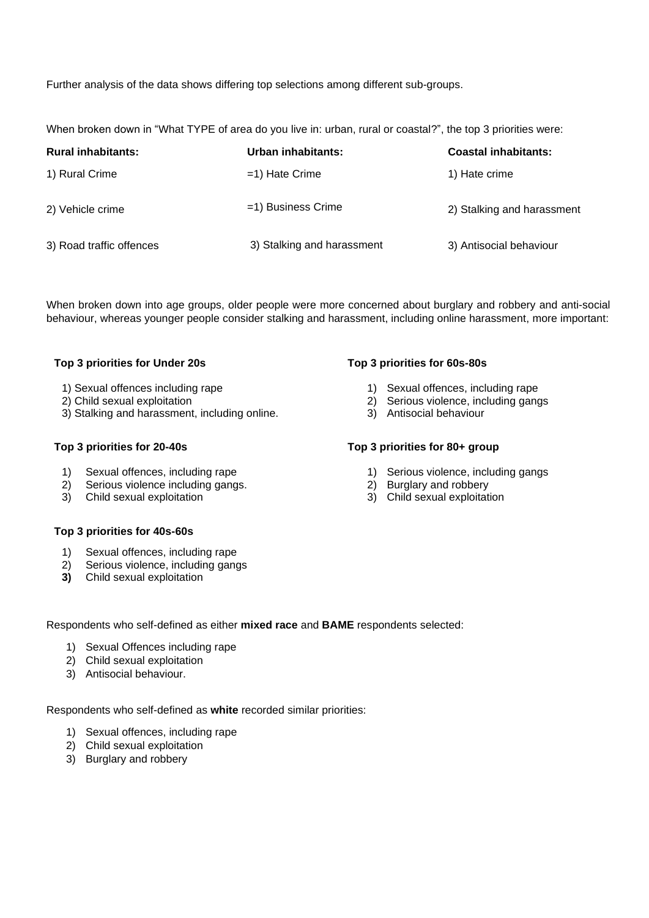Further analysis of the data shows differing top selections among different sub-groups.

When broken down in "What TYPE of area do you live in: urban, rural or coastal?", the top 3 priorities were:

| **Rural inhabitants:** | **Urban inhabitants:** | **Coastal inhabitants:** |
|---|---|---|
| 1) Rural Crime | =1) Hate Crime | 1) Hate crime |
| 2) Vehicle crime | =1) Business Crime | 2) Stalking and harassment |
| 3) Road traffic offences | 3) Stalking and harassment | 3) Antisocial behaviour |

When broken down into age groups, older people were more concerned about burglary and robbery and anti-social behaviour, whereas younger people consider stalking and harassment, including online harassment, more important:

**Top 3 priorities for Under 20s**

1) Sexual offences including rape
2) Child sexual exploitation
3) Stalking and harassment, including online.

**Top 3 priorities for 20-40s**

1) Sexual offences, including rape
2) Serious violence including gangs.
3) Child sexual exploitation

**Top 3 priorities for 40s-60s**

1) Sexual offences, including rape
2) Serious violence, including gangs
3) Child sexual exploitation

**Top 3 priorities for 60s-80s**

1) Sexual offences, including rape
2) Serious violence, including gangs
3) Antisocial behaviour

**Top 3 priorities for 80+ group**

1) Serious violence, including gangs
2) Burglary and robbery
3) Child sexual exploitation

Respondents who self-defined as either **mixed race** and **BAME** respondents selected:

1) Sexual Offences including rape
2) Child sexual exploitation
3) Antisocial behaviour.

Respondents who self-defined as **white** recorded similar priorities:

1) Sexual offences, including rape
2) Child sexual exploitation
3) Burglary and robbery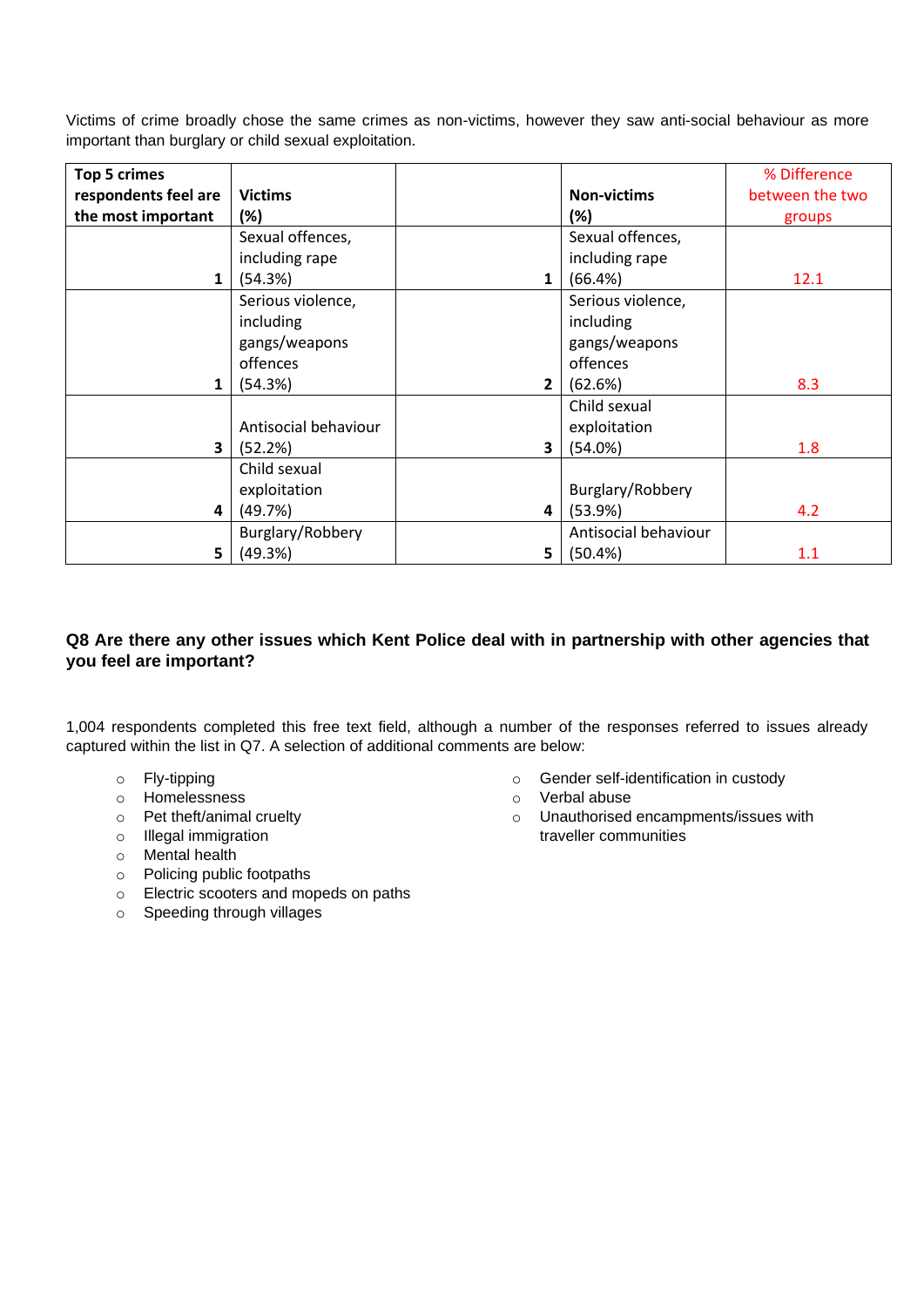Victims of crime broadly chose the same crimes as non-victims, however they saw anti-social behaviour as more important than burglary or child sexual exploitation.

| **Top 5 crimes respondents feel are the most important** | **Victims (%)** | | **Non-victims (%)** | % Difference between the two groups |
|---|---|---|---|---|
| **1** | Sexual offences, including rape (54.3%) | **1** | Sexual offences, including rape (66.4%) | 12.1 |
| **1** | Serious violence, including gangs/weapons offences (54.3%) | **2** | Serious violence, including gangs/weapons offences (62.6%) | 8.3 |
| **3** | Antisocial behaviour (52.2%) | **3** | Child sexual exploitation (54.0%) | 1.8 |
| **4** | Child sexual exploitation (49.7%) | **4** | Burglary/Robbery (53.9%) | 4.2 |
| **5** | Burglary/Robbery (49.3%) | **5** | Antisocial behaviour (50.4%) | 1.1 |

### Q8 Are there any other issues which Kent Police deal with in partnership with other agencies that you feel are important?

1,004 respondents completed this free text field, although a number of the responses referred to issues already captured within the list in Q7. A selection of additional comments are below:

- Fly-tipping
- Homelessness
- Pet theft/animal cruelty
- Illegal immigration
- Mental health
- Policing public footpaths
- Electric scooters and mopeds on paths
- Speeding through villages
- Gender self-identification in custody
- Verbal abuse
- Unauthorised encampments/issues with traveller communities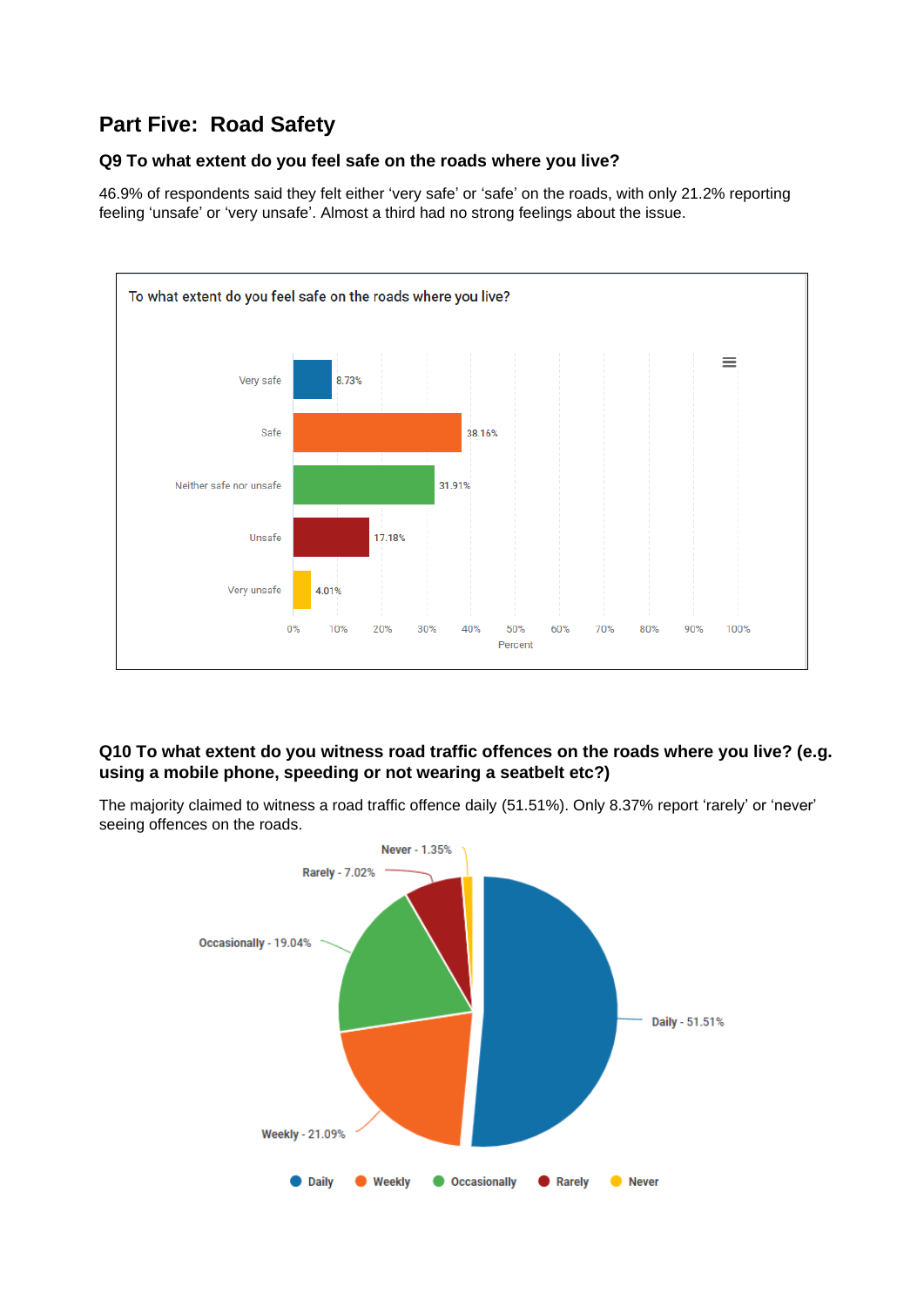## Part Five: Road Safety

### Q9 To what extent do you feel safe on the roads where you live?

46.9% of respondents said they felt either ‘very safe’ or ‘safe’ on the roads, with only 21.2% reporting feeling ‘unsafe’ or ‘very unsafe’. Almost a third had no strong feelings about the issue.

To what extent do you feel safe on the roads where you live?

| Response | Percent |
|---|---|
| Very safe | 8.73% |
| Safe | 38.16% |
| Neither safe nor unsafe | 31.91% |
| Unsafe | 17.18% |
| Very unsafe | 4.01% |

### Q10 To what extent do you witness road traffic offences on the roads where you live? (e.g. using a mobile phone, speeding or not wearing a seatbelt etc?)

The majority claimed to witness a road traffic offence daily (51.51%). Only 8.37% report ‘rarely’ or ‘never’ seeing offences on the roads.

| Response | Percent |
|---|---|
| Daily | 51.51% |
| Weekly | 21.09% |
| Occasionally | 19.04% |
| Rarely | 7.02% |
| Never | 1.35% |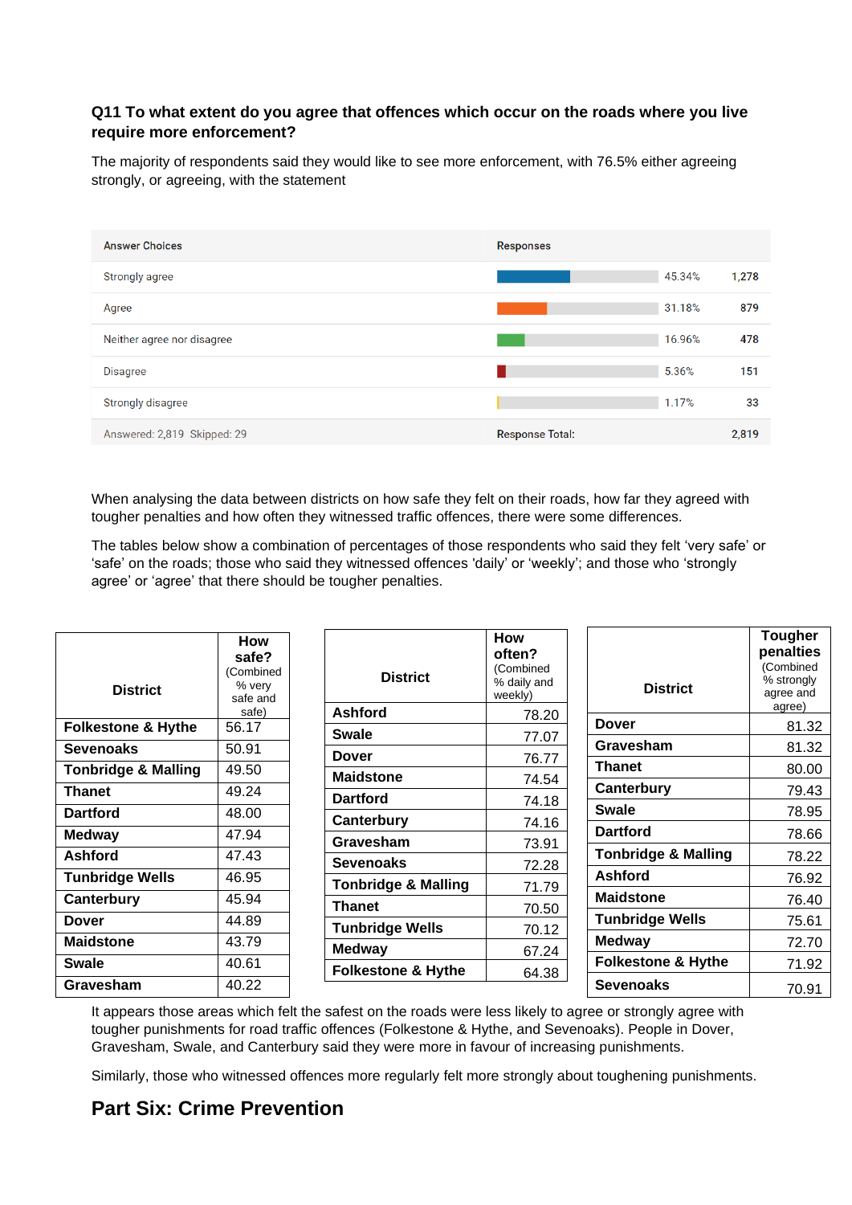### Q11 To what extent do you agree that offences which occur on the roads where you live require more enforcement?

The majority of respondents said they would like to see more enforcement, with 76.5% either agreeing strongly, or agreeing, with the statement

| Answer Choices | Responses | |
|---|---|---|
| Strongly agree | 45.34% | 1,278 |
| Agree | 31.18% | 879 |
| Neither agree nor disagree | 16.96% | 478 |
| Disagree | 5.36% | 151 |
| Strongly disagree | 1.17% | 33 |
| Answered: 2,819 Skipped: 29 | Response Total: | 2,819 |

When analysing the data between districts on how safe they felt on their roads, how far they agreed with tougher penalties and how often they witnessed traffic offences, there were some differences.

The tables below show a combination of percentages of those respondents who said they felt 'very safe' or 'safe' on the roads; those who said they witnessed offences 'daily' or 'weekly'; and those who 'strongly agree' or 'agree' that there should be tougher penalties.

| District | How safe? (Combined % very safe and safe) |
|---|---|
| Folkestone & Hythe | 56.17 |
| Sevenoaks | 50.91 |
| Tonbridge & Malling | 49.50 |
| Thanet | 49.24 |
| Dartford | 48.00 |
| Medway | 47.94 |
| Ashford | 47.43 |
| Tunbridge Wells | 46.95 |
| Canterbury | 45.94 |
| Dover | 44.89 |
| Maidstone | 43.79 |
| Swale | 40.61 |
| Gravesham | 40.22 |

| District | How often? (Combined % daily and weekly) |
|---|---|
| Ashford | 78.20 |
| Swale | 77.07 |
| Dover | 76.77 |
| Maidstone | 74.54 |
| Dartford | 74.18 |
| Canterbury | 74.16 |
| Gravesham | 73.91 |
| Sevenoaks | 72.28 |
| Tonbridge & Malling | 71.79 |
| Thanet | 70.50 |
| Tunbridge Wells | 70.12 |
| Medway | 67.24 |
| Folkestone & Hythe | 64.38 |

| District | Tougher penalties (Combined % strongly agree and agree) |
|---|---|
| Dover | 81.32 |
| Gravesham | 81.32 |
| Thanet | 80.00 |
| Canterbury | 79.43 |
| Swale | 78.95 |
| Dartford | 78.66 |
| Tonbridge & Malling | 78.22 |
| Ashford | 76.92 |
| Maidstone | 76.40 |
| Tunbridge Wells | 75.61 |
| Medway | 72.70 |
| Folkestone & Hythe | 71.92 |
| Sevenoaks | 70.91 |

It appears those areas which felt the safest on the roads were less likely to agree or strongly agree with tougher punishments for road traffic offences (Folkestone & Hythe, and Sevenoaks). People in Dover, Gravesham, Swale, and Canterbury said they were more in favour of increasing punishments.

Similarly, those who witnessed offences more regularly felt more strongly about toughening punishments.

## Part Six: Crime Prevention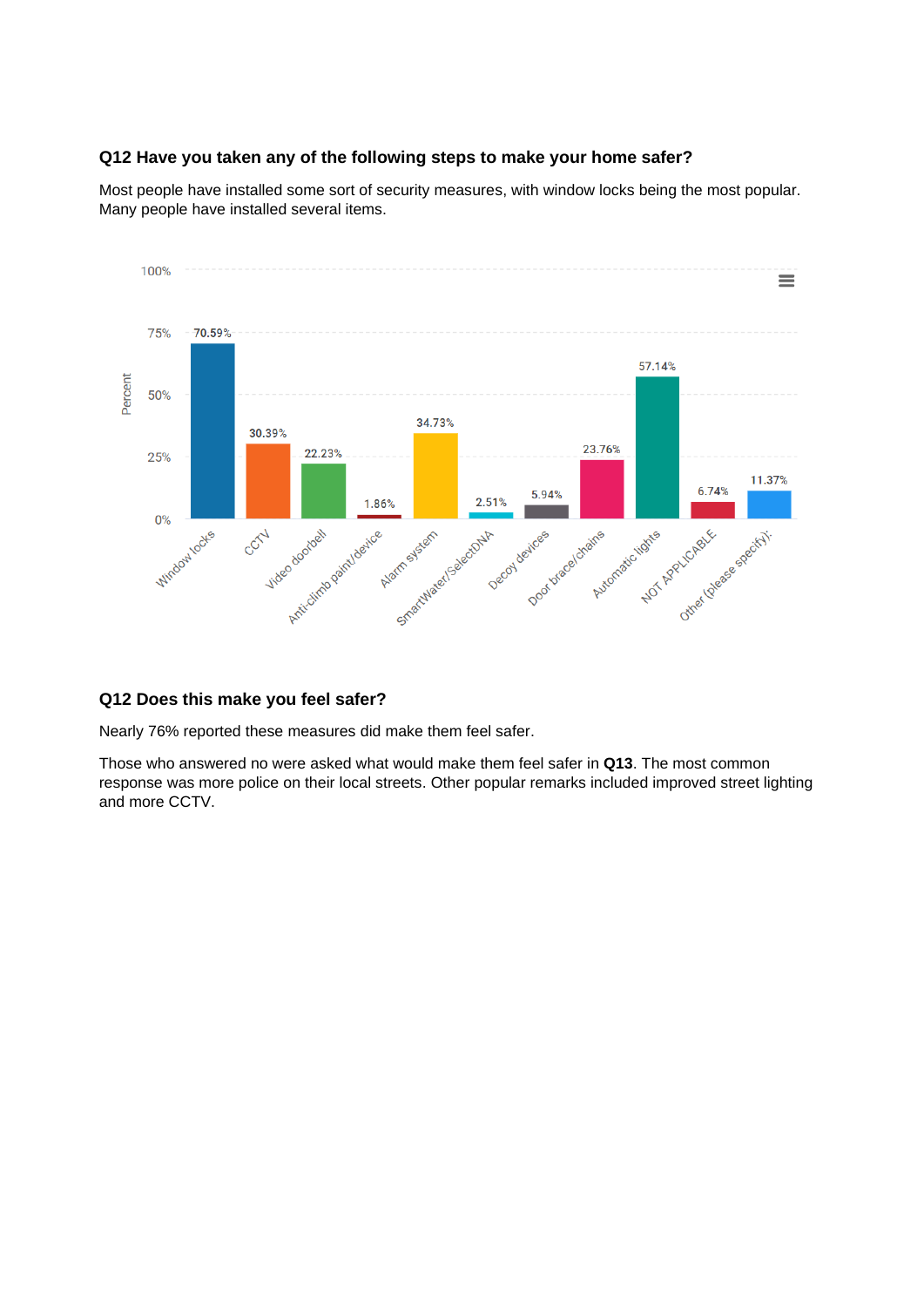### Q12 Have you taken any of the following steps to make your home safer?

Most people have installed some sort of security measures, with window locks being the most popular. Many people have installed several items.

| Step | Percent |
|---|---|
| Window locks | 70.59% |
| CCTV | 30.39% |
| Video doorbell | 22.23% |
| Anti-climb paint/device | 1.86% |
| Alarm system | 34.73% |
| SmartWater/SelectDNA | 2.51% |
| Decoy devices | 5.94% |
| Door brace/chains | 23.76% |
| Automatic lights | 57.14% |
| NOT APPLICABLE | 6.74% |
| Other (please specify): | 11.37% |

### Q12 Does this make you feel safer?

Nearly 76% reported these measures did make them feel safer.

Those who answered no were asked what would make them feel safer in **Q13**. The most common response was more police on their local streets. Other popular remarks included improved street lighting and more CCTV.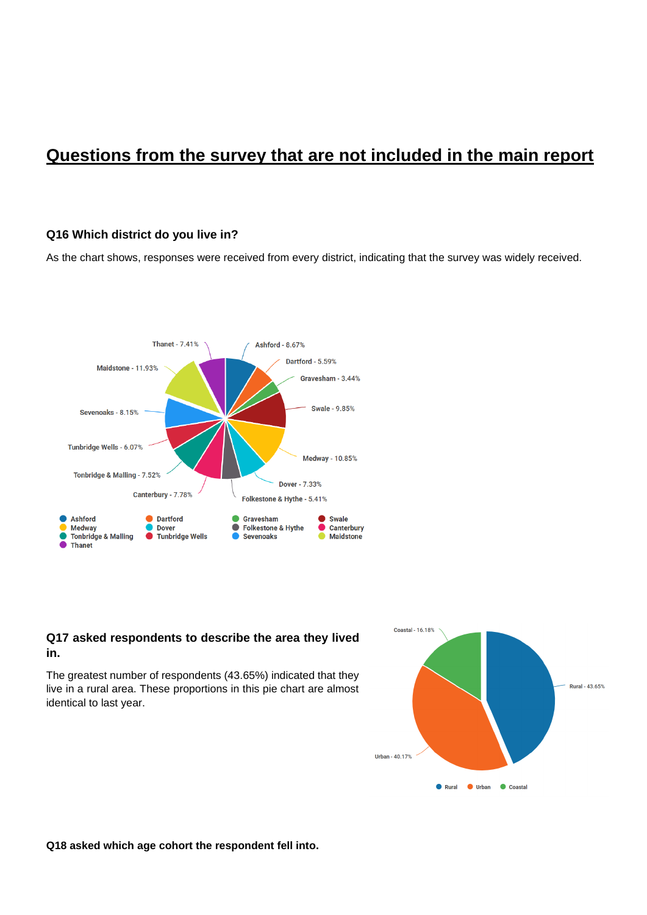# Questions from the survey that are not included in the main report

### Q16 Which district do you live in?

As the chart shows, responses were received from every district, indicating that the survey was widely received.

Thanet - 7.41%
Ashford - 8.67%
Dartford - 5.59%
Gravesham - 3.44%
Maidstone - 11.93%
Swale - 9.85%
Sevenoaks - 8.15%
Tunbridge Wells - 6.07%
Medway - 10.85%
Tonbridge & Malling - 7.52%
Dover - 7.33%
Canterbury - 7.78%
Folkestone & Hythe - 5.41%

Ashford, Dartford, Gravesham, Swale, Medway, Dover, Folkestone & Hythe, Canterbury, Tonbridge & Malling, Tunbridge Wells, Sevenoaks, Maidstone, Thanet

### Q17 asked respondents to describe the area they lived in.

The greatest number of respondents (43.65%) indicated that they live in a rural area. These proportions in this pie chart are almost identical to last year.

Coastal - 16.18%
Rural - 43.65%
Urban - 40.17%

Rural, Urban, Coastal

### Q18 asked which age cohort the respondent fell into.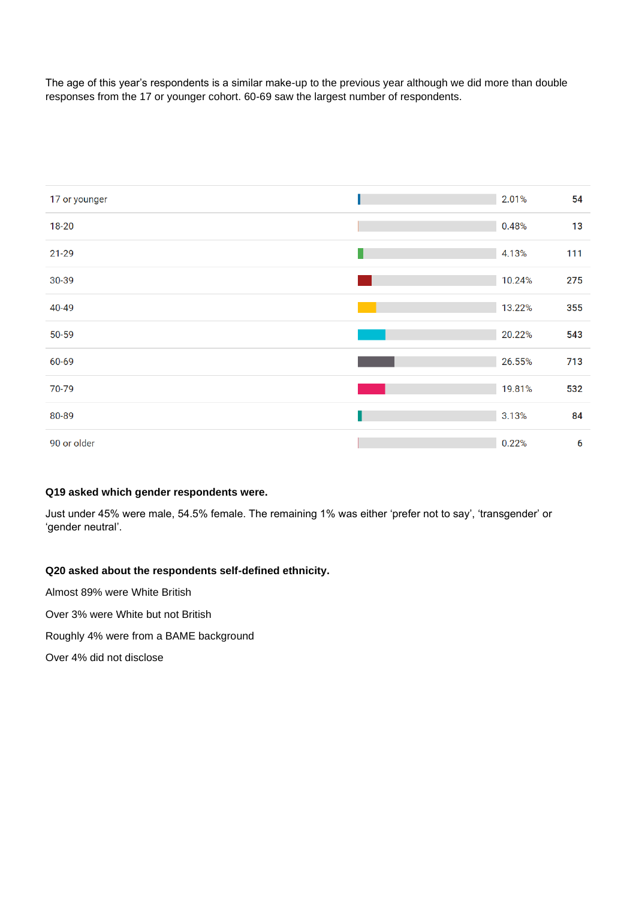The age of this year's respondents is a similar make-up to the previous year although we did more than double responses from the 17 or younger cohort. 60-69 saw the largest number of respondents.

17 or younger 2.01% 54

18-20 0.48% 13

21-29 4.13% 111

30-39 10.24% 275

40-49 13.22% 355

50-59 20.22% 543

60-69 26.55% 713

70-79 19.81% 532

80-89 3.13% 84

90 or older 0.22% 6

**Q19 asked which gender respondents were.**

Just under 45% were male, 54.5% female. The remaining 1% was either 'prefer not to say', 'transgender' or 'gender neutral'.

**Q20 asked about the respondents self-defined ethnicity.**

Almost 89% were White British

Over 3% were White but not British

Roughly 4% were from a BAME background

Over 4% did not disclose